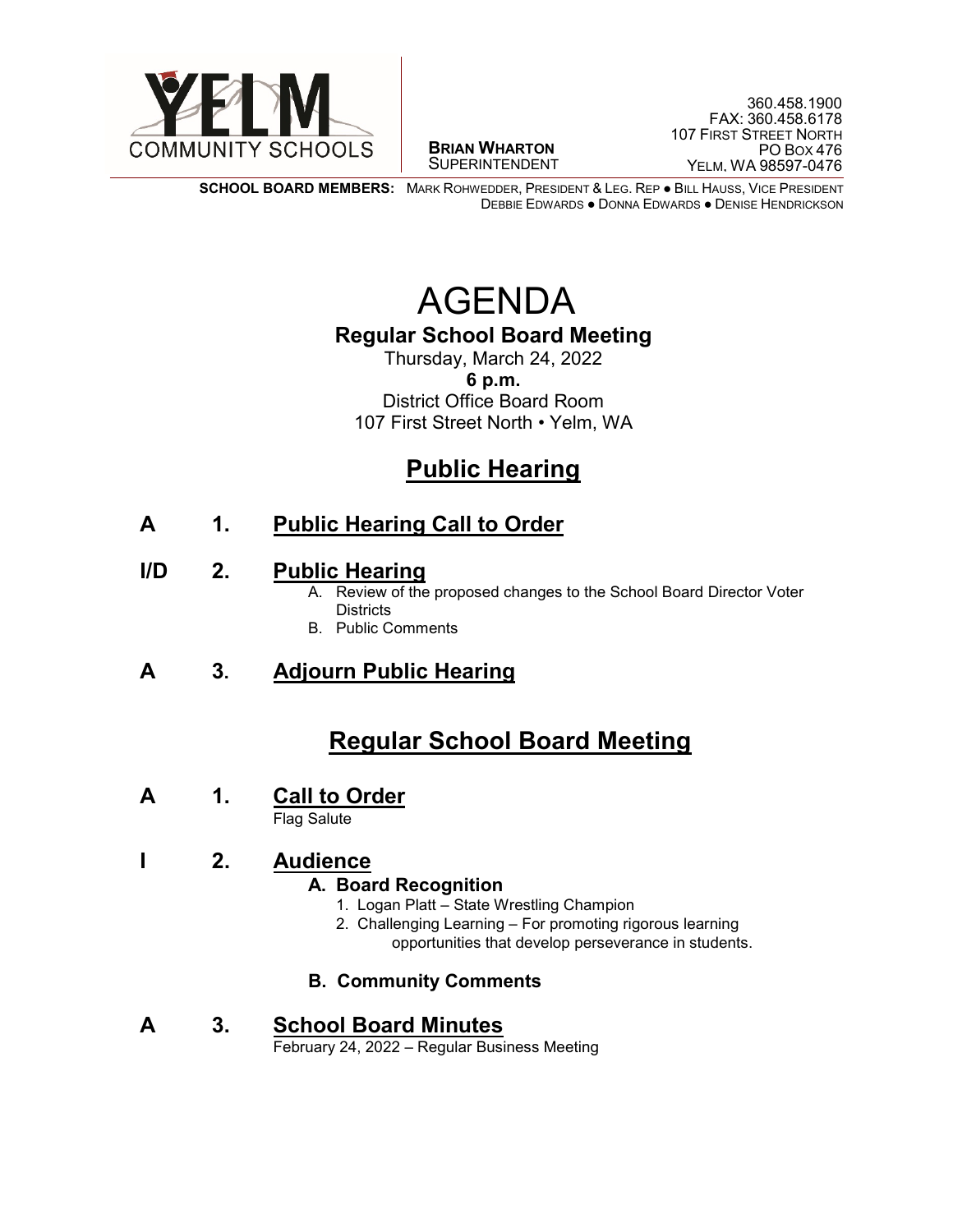YELM COMMUNITY SCHOOLS

**BRIAN WHARTON**
SUPERINTENDENT

360.458.1900
FAX: 360.458.6178
107 FIRST STREET NORTH
PO BOX 476
YELM, WA 98597-0476

**SCHOOL BOARD MEMBERS:** MARK ROHWEDDER, PRESIDENT & LEG. REP ● BILL HAUSS, VICE PRESIDENT
DEBBIE EDWARDS ● DONNA EDWARDS ● DENISE HENDRICKSON

# AGENDA

## Regular School Board Meeting

Thursday, March 24, 2022
**6 p.m.**
District Office Board Room
107 First Street North • Yelm, WA

## Public Hearing

**A 1. Public Hearing Call to Order**

**I/D 2. Public Hearing**

A. Review of the proposed changes to the School Board Director Voter Districts
B. Public Comments

**A 3. Adjourn Public Hearing**

## Regular School Board Meeting

**A 1. Call to Order**

Flag Salute

**I 2. Audience**

**A. Board Recognition**

1. Logan Platt – State Wrestling Champion
2. Challenging Learning – For promoting rigorous learning opportunities that develop perseverance in students.

**B. Community Comments**

**A 3. School Board Minutes**

February 24, 2022 – Regular Business Meeting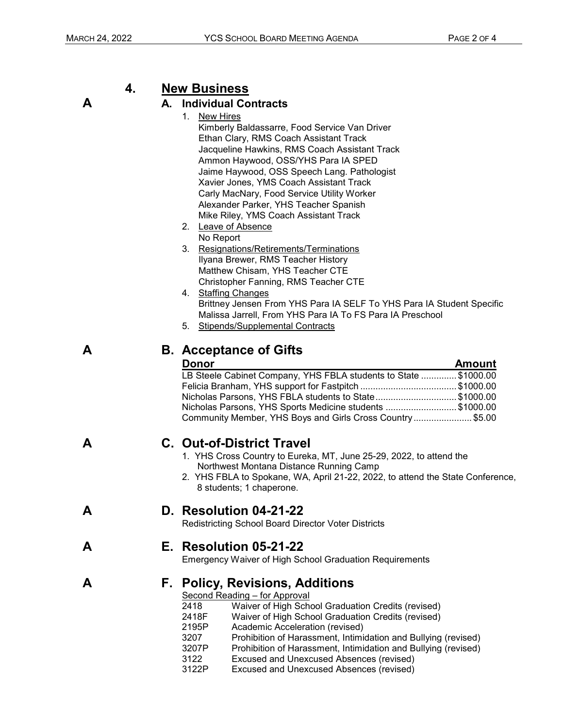## 4. New Business

**A**

### A. Individual Contracts

1. New Hires
   Kimberly Baldassarre, Food Service Van Driver
   Ethan Clary, RMS Coach Assistant Track
   Jacqueline Hawkins, RMS Coach Assistant Track
   Ammon Haywood, OSS/YHS Para IA SPED
   Jaime Haywood, OSS Speech Lang. Pathologist
   Xavier Jones, YMS Coach Assistant Track
   Carly MacNary, Food Service Utility Worker
   Alexander Parker, YHS Teacher Spanish
   Mike Riley, YMS Coach Assistant Track
2. Leave of Absence
   No Report
3. Resignations/Retirements/Terminations
   Ilyana Brewer, RMS Teacher History
   Matthew Chisam, YHS Teacher CTE
   Christopher Fanning, RMS Teacher CTE
4. Staffing Changes
   Brittney Jensen From YHS Para IA SELF To YHS Para IA Student Specific
   Malissa Jarrell, From YHS Para IA To FS Para IA Preschool
5. Stipends/Supplemental Contracts

**A**

### B. Acceptance of Gifts

| Donor | Amount |
|---|---|
| LB Steele Cabinet Company, YHS FBLA students to State | $1000.00 |
| Felicia Branham, YHS support for Fastpitch | $1000.00 |
| Nicholas Parsons, YHS FBLA students to State | $1000.00 |
| Nicholas Parsons, YHS Sports Medicine students | $1000.00 |
| Community Member, YHS Boys and Girls Cross Country | $5.00 |

**A**

### C. Out-of-District Travel

1. YHS Cross Country to Eureka, MT, June 25-29, 2022, to attend the Northwest Montana Distance Running Camp
2. YHS FBLA to Spokane, WA, April 21-22, 2022, to attend the State Conference, 8 students; 1 chaperone.

**A**

### D. Resolution 04-21-22

Redistricting School Board Director Voter Districts

**A**

### E. Resolution 05-21-22

Emergency Waiver of High School Graduation Requirements

**A**

### F. Policy, Revisions, Additions

Second Reading – for Approval

| | |
|---|---|
| 2418 | Waiver of High School Graduation Credits (revised) |
| 2418F | Waiver of High School Graduation Credits (revised) |
| 2195P | Academic Acceleration (revised) |
| 3207 | Prohibition of Harassment, Intimidation and Bullying (revised) |
| 3207P | Prohibition of Harassment, Intimidation and Bullying (revised) |
| 3122 | Excused and Unexcused Absences (revised) |
| 3122P | Excused and Unexcused Absences (revised) |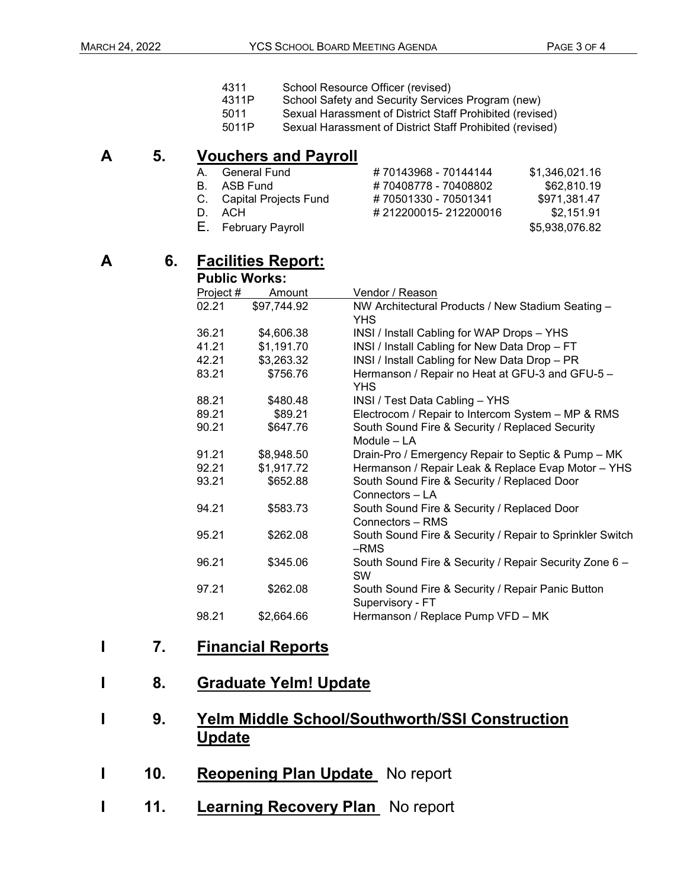| | |
|---|---|
| 4311 | School Resource Officer (revised) |
| 4311P | School Safety and Security Services Program (new) |
| 5011 | Sexual Harassment of District Staff Prohibited (revised) |
| 5011P | Sexual Harassment of District Staff Prohibited (revised) |

**A 5. Vouchers and Payroll**

| | | | |
|---|---|---|---|
| A. | General Fund | # 70143968 - 70144144 | $1,346,021.16 |
| B. | ASB Fund | # 70408778 - 70408802 | $62,810.19 |
| C. | Capital Projects Fund | # 70501330 - 70501341 | $971,381.47 |
| D. | ACH | # 212200015- 212200016 | $2,151.91 |
| E. | February Payroll | | $5,938,076.82 |

**A 6. Facilities Report:**

**Public Works:**

| Project # | Amount | Vendor / Reason |
|---|---|---|
| 02.21 | $97,744.92 | NW Architectural Products / New Stadium Seating – YHS |
| 36.21 | $4,606.38 | INSI / Install Cabling for WAP Drops – YHS |
| 41.21 | $1,191.70 | INSI / Install Cabling for New Data Drop – FT |
| 42.21 | $3,263.32 | INSI / Install Cabling for New Data Drop – PR |
| 83.21 | $756.76 | Hermanson / Repair no Heat at GFU-3 and GFU-5 – YHS |
| 88.21 | $480.48 | INSI / Test Data Cabling – YHS |
| 89.21 | $89.21 | Electrocom / Repair to Intercom System – MP & RMS |
| 90.21 | $647.76 | South Sound Fire & Security / Replaced Security Module – LA |
| 91.21 | $8,948.50 | Drain-Pro / Emergency Repair to Septic & Pump – MK |
| 92.21 | $1,917.72 | Hermanson / Repair Leak & Replace Evap Motor – YHS |
| 93.21 | $652.88 | South Sound Fire & Security / Replaced Door Connectors – LA |
| 94.21 | $583.73 | South Sound Fire & Security / Replaced Door Connectors – RMS |
| 95.21 | $262.08 | South Sound Fire & Security / Repair to Sprinkler Switch –RMS |
| 96.21 | $345.06 | South Sound Fire & Security / Repair Security Zone 6 – SW |
| 97.21 | $262.08 | South Sound Fire & Security / Repair Panic Button Supervisory - FT |
| 98.21 | $2,664.66 | Hermanson / Replace Pump VFD – MK |

**I 7. Financial Reports**

**I 8. Graduate Yelm! Update**

**I 9. Yelm Middle School/Southworth/SSI Construction Update**

**I 10. Reopening Plan Update** No report

**I 11. Learning Recovery Plan** No report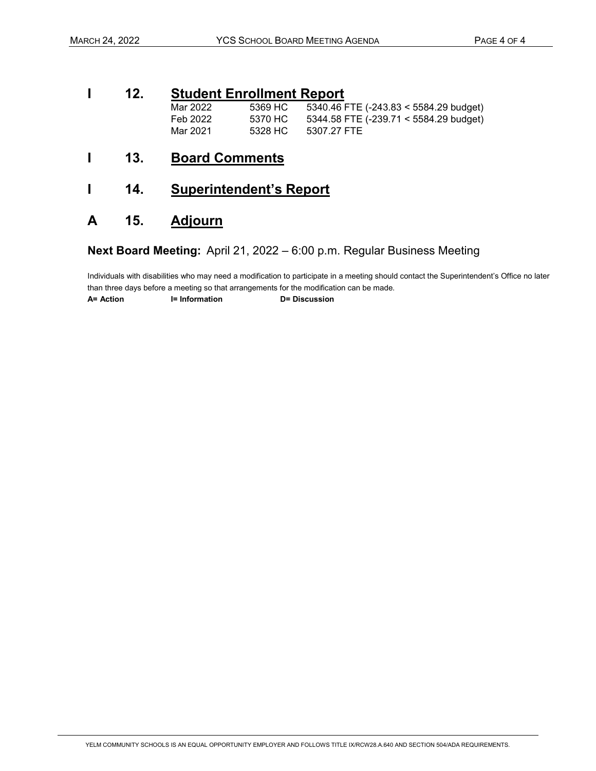## I 12. Student Enrollment Report

| | | |
|---|---|---|
| Mar 2022 | 5369 HC | 5340.46 FTE (-243.83 < 5584.29 budget) |
| Feb 2022 | 5370 HC | 5344.58 FTE (-239.71 < 5584.29 budget) |
| Mar 2021 | 5328 HC | 5307.27 FTE |

## I 13. Board Comments

## I 14. Superintendent's Report

## A 15. Adjourn

**Next Board Meeting:** April 21, 2022 – 6:00 p.m. Regular Business Meeting

Individuals with disabilities who may need a modification to participate in a meeting should contact the Superintendent's Office no later than three days before a meeting so that arrangements for the modification can be made.

**A= Action** **I= Information** **D= Discussion**

YELM COMMUNITY SCHOOLS IS AN EQUAL OPPORTUNITY EMPLOYER AND FOLLOWS TITLE IX/RCW28.A.640 AND SECTION 504/ADA REQUIREMENTS.